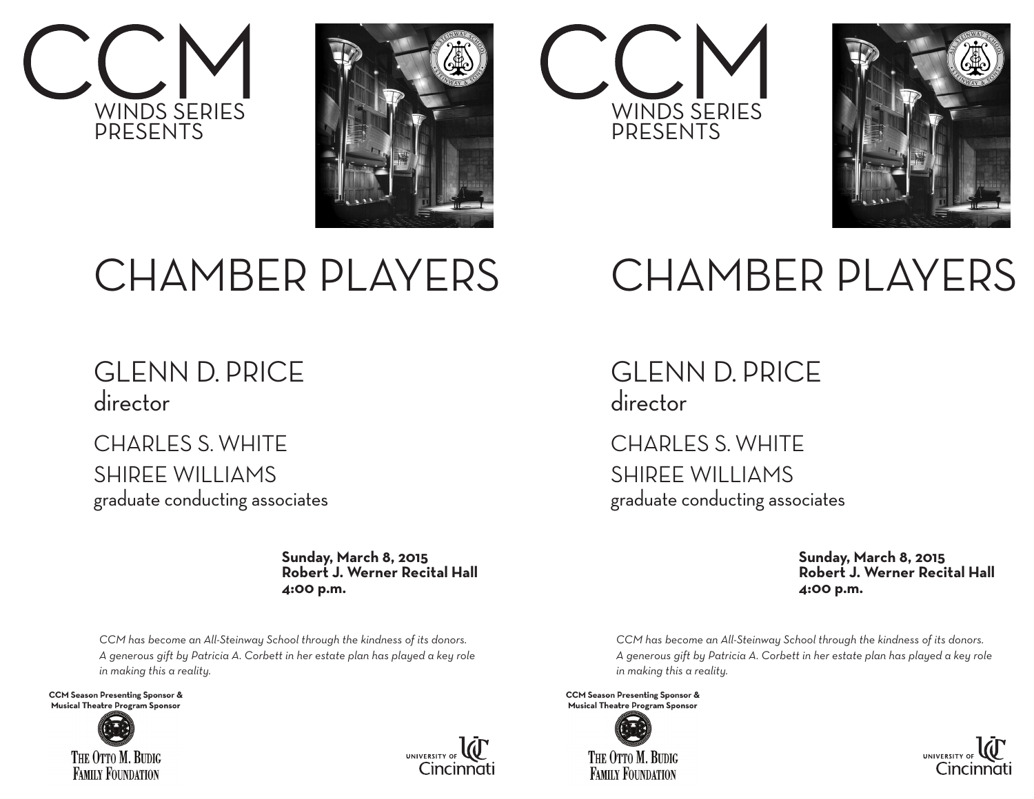# CCM

WINDS SERIES
PRESENTS

# CHAMBER PLAYERS

## GLENN D. PRICE
director

## CHARLES S. WHITE
## SHIREE WILLIAMS
graduate conducting associates

**Sunday, March 8, 2015**
**Robert J. Werner Recital Hall**
**4:00 p.m.**

*CCM has become an All-Steinway School through the kindness of its donors. A generous gift by Patricia A. Corbett in her estate plan has played a key role in making this a reality.*

**CCM Season Presenting Sponsor & Musical Theatre Program Sponsor**

THE OTTO M. BUDIG FAMILY FOUNDATION

UNIVERSITY OF Cincinnati

# CCM

WINDS SERIES
PRESENTS

# CHAMBER PLAYERS

## GLENN D. PRICE
director

## CHARLES S. WHITE
## SHIREE WILLIAMS
graduate conducting associates

**Sunday, March 8, 2015**
**Robert J. Werner Recital Hall**
**4:00 p.m.**

*CCM has become an All-Steinway School through the kindness of its donors. A generous gift by Patricia A. Corbett in her estate plan has played a key role in making this a reality.*

**CCM Season Presenting Sponsor & Musical Theatre Program Sponsor**

THE OTTO M. BUDIG FAMILY FOUNDATION

UNIVERSITY OF Cincinnati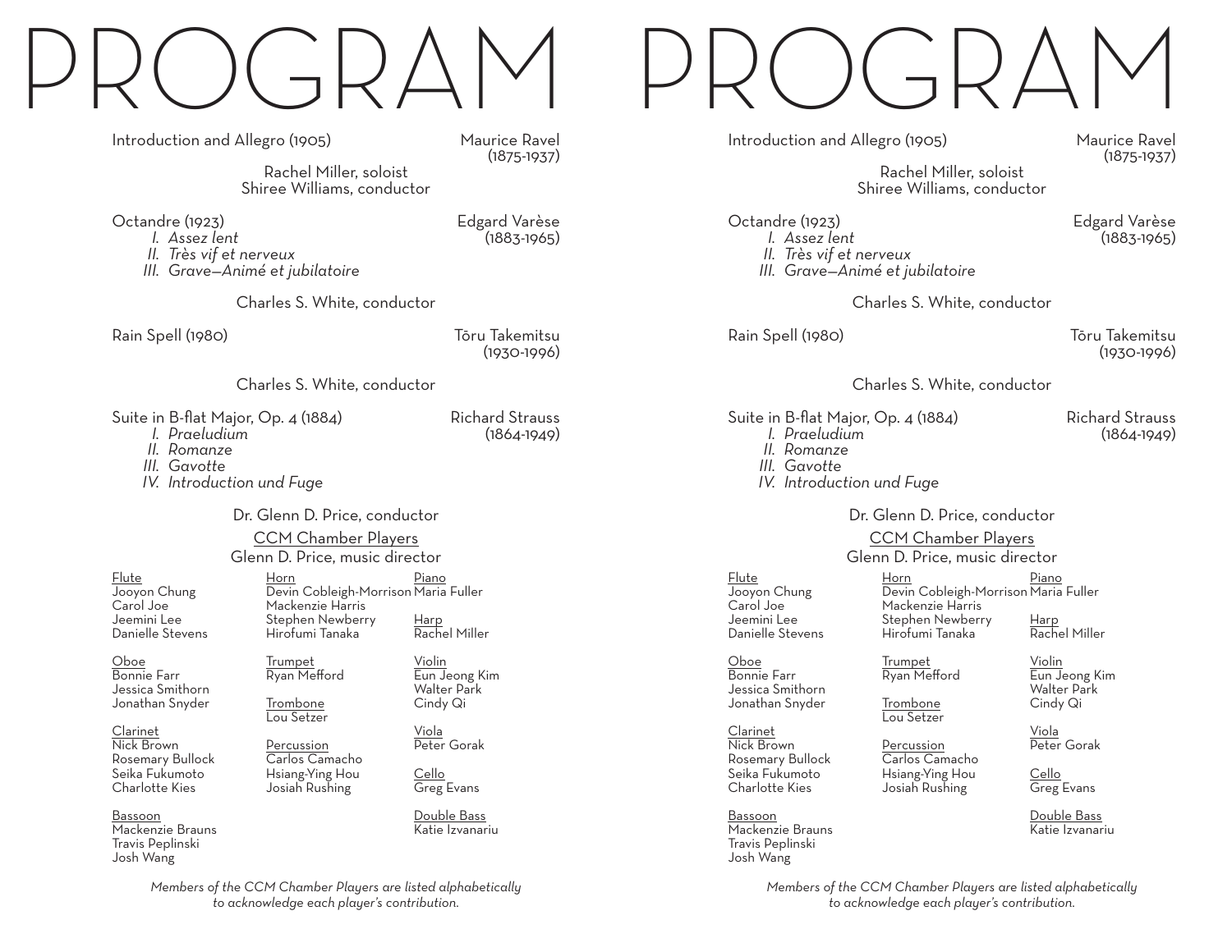# PROGRAM

Introduction and Allegro (1905) — Maurice Ravel (1875-1937)

Rachel Miller, soloist
Shiree Williams, conductor

Octandre (1923) — Edgard Varèse (1883-1965)

*I. Assez lent*
*II. Très vif et nerveux*
*III. Grave—Animé et jubilatoire*

Charles S. White, conductor

Rain Spell (1980) — Tōru Takemitsu (1930-1996)

Charles S. White, conductor

Suite in B-flat Major, Op. 4 (1884) — Richard Strauss (1864-1949)

*I. Praeludium*
*II. Romanze*
*III. Gavotte*
*IV. Introduction und Fuge*

Dr. Glenn D. Price, conductor

CCM Chamber Players
Glenn D. Price, music director

Flute
Jooyon Chung
Carol Joe
Jeemini Lee
Danielle Stevens

Oboe
Bonnie Farr
Jessica Smithorn
Jonathan Snyder

Clarinet
Nick Brown
Rosemary Bullock
Seika Fukumoto
Charlotte Kies

Bassoon
Mackenzie Brauns
Travis Peplinski
Josh Wang

Horn
Devin Cobleigh-Morrison
Mackenzie Harris
Stephen Newberry
Hirofumi Tanaka

Trumpet
Ryan Mefford

Trombone
Lou Setzer

Percussion
Carlos Camacho
Hsiang-Ying Hou
Josiah Rushing

Piano
Maria Fuller

Harp
Rachel Miller

Violin
Eun Jeong Kim
Walter Park
Cindy Qi

Viola
Peter Gorak

Cello
Greg Evans

Double Bass
Katie Izvanariu

*Members of the CCM Chamber Players are listed alphabetically to acknowledge each player's contribution.*

# PROGRAM

Introduction and Allegro (1905) — Maurice Ravel (1875-1937)

Rachel Miller, soloist
Shiree Williams, conductor

Octandre (1923) — Edgard Varèse (1883-1965)

*I. Assez lent*
*II. Très vif et nerveux*
*III. Grave—Animé et jubilatoire*

Charles S. White, conductor

Rain Spell (1980) — Tōru Takemitsu (1930-1996)

Charles S. White, conductor

Suite in B-flat Major, Op. 4 (1884) — Richard Strauss (1864-1949)

*I. Praeludium*
*II. Romanze*
*III. Gavotte*
*IV. Introduction und Fuge*

Dr. Glenn D. Price, conductor

CCM Chamber Players
Glenn D. Price, music director

Flute
Jooyon Chung
Carol Joe
Jeemini Lee
Danielle Stevens

Oboe
Bonnie Farr
Jessica Smithorn
Jonathan Snyder

Clarinet
Nick Brown
Rosemary Bullock
Seika Fukumoto
Charlotte Kies

Bassoon
Mackenzie Brauns
Travis Peplinski
Josh Wang

Horn
Devin Cobleigh-Morrison
Mackenzie Harris
Stephen Newberry
Hirofumi Tanaka

Trumpet
Ryan Mefford

Trombone
Lou Setzer

Percussion
Carlos Camacho
Hsiang-Ying Hou
Josiah Rushing

Piano
Maria Fuller

Harp
Rachel Miller

Violin
Eun Jeong Kim
Walter Park
Cindy Qi

Viola
Peter Gorak

Cello
Greg Evans

Double Bass
Katie Izvanariu

*Members of the CCM Chamber Players are listed alphabetically to acknowledge each player's contribution.*